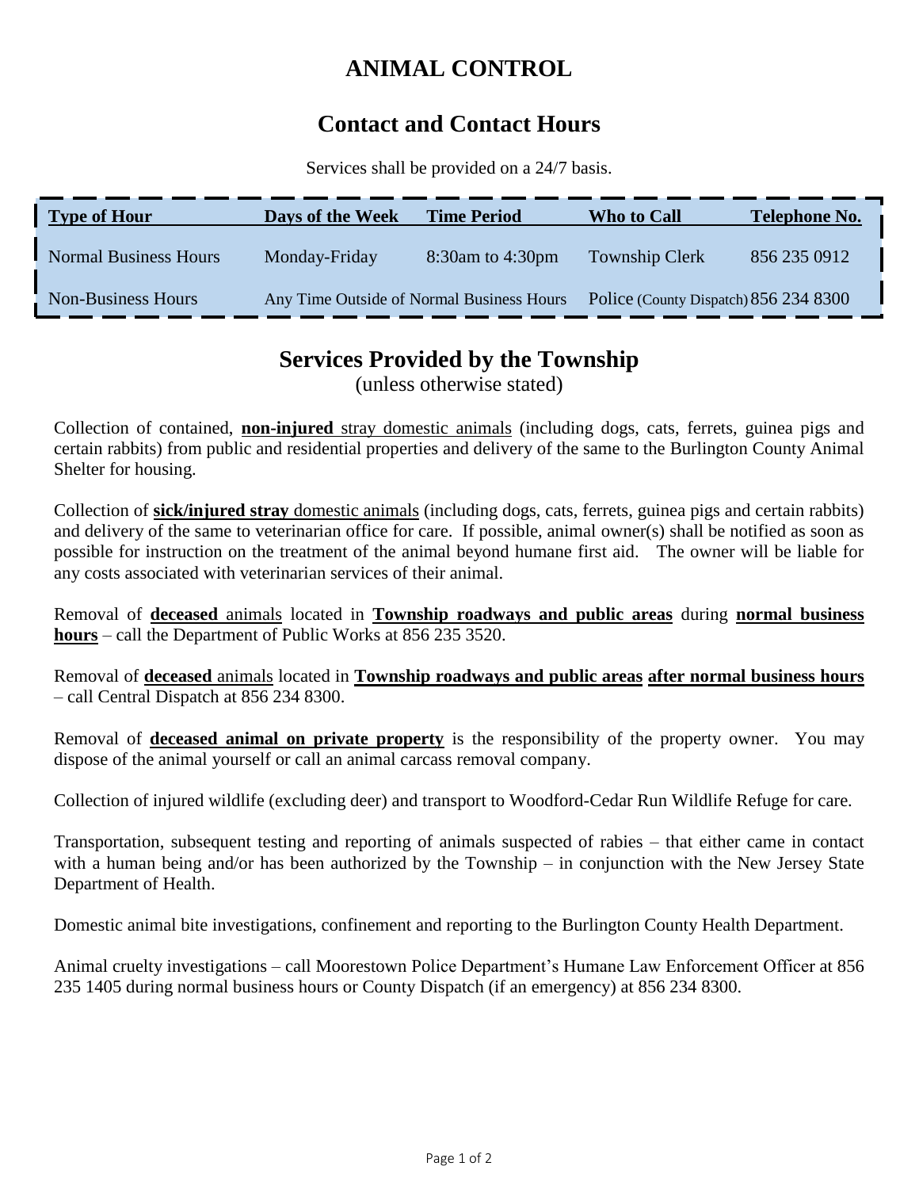# ANIMAL CONTROL

## Contact and Contact Hours

Services shall be provided on a 24/7 basis.

| Type of Hour | Days of the Week | Time Period | Who to Call | Telephone No. |
|---|---|---|---|---|
| Normal Business Hours | Monday-Friday | 8:30am to 4:30pm | Township Clerk | 856 235 0912 |
| Non-Business Hours | Any Time Outside of Normal Business Hours | | Police (County Dispatch) | 856 234 8300 |

## Services Provided by the Township

(unless otherwise stated)

Collection of contained, **non-injured** stray domestic animals (including dogs, cats, ferrets, guinea pigs and certain rabbits) from public and residential properties and delivery of the same to the Burlington County Animal Shelter for housing.

Collection of **sick/injured stray** domestic animals (including dogs, cats, ferrets, guinea pigs and certain rabbits) and delivery of the same to veterinarian office for care. If possible, animal owner(s) shall be notified as soon as possible for instruction on the treatment of the animal beyond humane first aid. The owner will be liable for any costs associated with veterinarian services of their animal.

Removal of **deceased** animals located in **Township roadways and public areas** during **normal business hours** – call the Department of Public Works at 856 235 3520.

Removal of **deceased** animals located in **Township roadways and public areas** **after normal business hours** – call Central Dispatch at 856 234 8300.

Removal of **deceased animal on private property** is the responsibility of the property owner. You may dispose of the animal yourself or call an animal carcass removal company.

Collection of injured wildlife (excluding deer) and transport to Woodford-Cedar Run Wildlife Refuge for care.

Transportation, subsequent testing and reporting of animals suspected of rabies – that either came in contact with a human being and/or has been authorized by the Township – in conjunction with the New Jersey State Department of Health.

Domestic animal bite investigations, confinement and reporting to the Burlington County Health Department.

Animal cruelty investigations – call Moorestown Police Department's Humane Law Enforcement Officer at 856 235 1405 during normal business hours or County Dispatch (if an emergency) at 856 234 8300.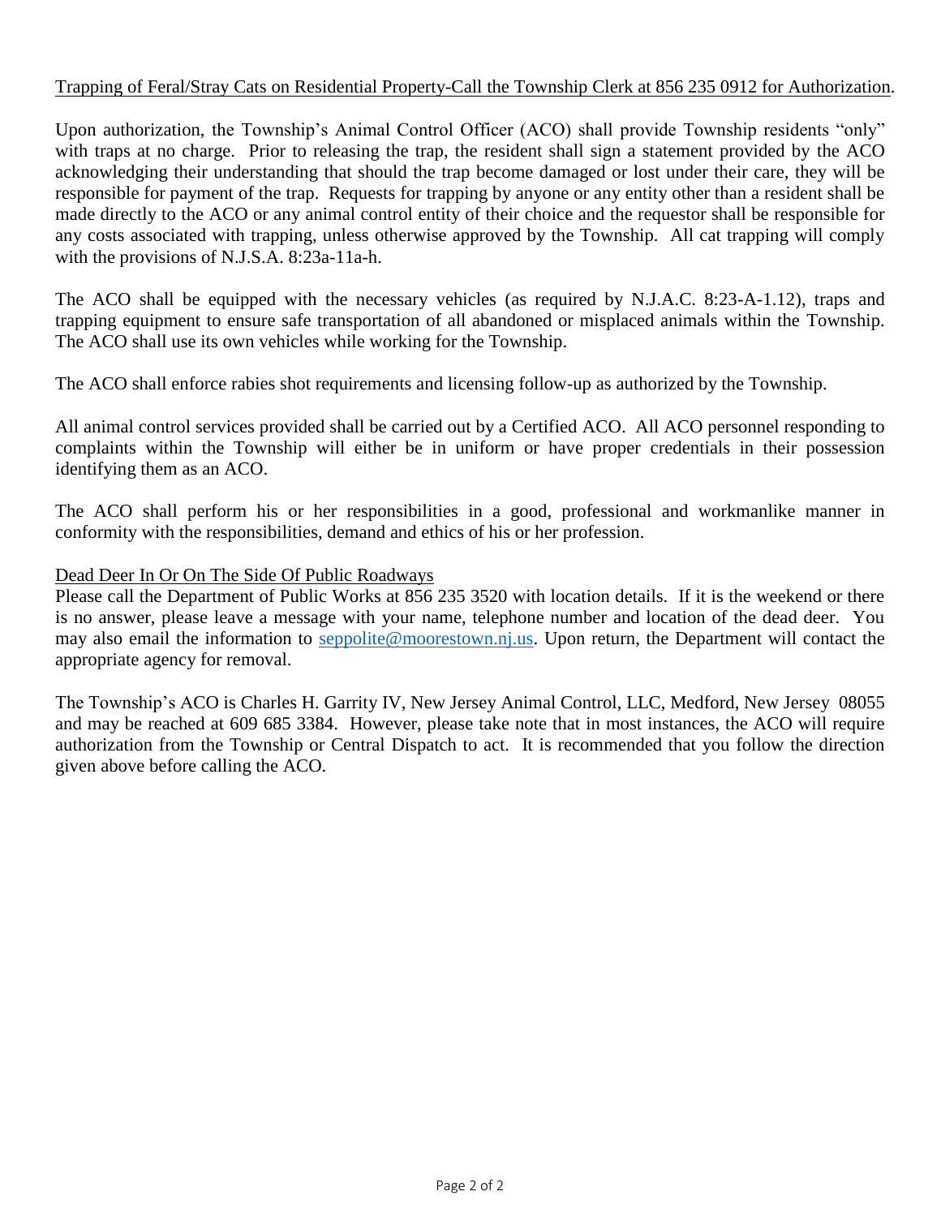Trapping of Feral/Stray Cats on Residential Property-Call the Township Clerk at 856 235 0912 for Authorization.

Upon authorization, the Township's Animal Control Officer (ACO) shall provide Township residents "only" with traps at no charge. Prior to releasing the trap, the resident shall sign a statement provided by the ACO acknowledging their understanding that should the trap become damaged or lost under their care, they will be responsible for payment of the trap. Requests for trapping by anyone or any entity other than a resident shall be made directly to the ACO or any animal control entity of their choice and the requestor shall be responsible for any costs associated with trapping, unless otherwise approved by the Township. All cat trapping will comply with the provisions of N.J.S.A. 8:23a-11a-h.

The ACO shall be equipped with the necessary vehicles (as required by N.J.A.C. 8:23-A-1.12), traps and trapping equipment to ensure safe transportation of all abandoned or misplaced animals within the Township. The ACO shall use its own vehicles while working for the Township.

The ACO shall enforce rabies shot requirements and licensing follow-up as authorized by the Township.

All animal control services provided shall be carried out by a Certified ACO. All ACO personnel responding to complaints within the Township will either be in uniform or have proper credentials in their possession identifying them as an ACO.

The ACO shall perform his or her responsibilities in a good, professional and workmanlike manner in conformity with the responsibilities, demand and ethics of his or her profession.

Dead Deer In Or On The Side Of Public Roadways

Please call the Department of Public Works at 856 235 3520 with location details. If it is the weekend or there is no answer, please leave a message with your name, telephone number and location of the dead deer. You may also email the information to seppolite@moorestown.nj.us. Upon return, the Department will contact the appropriate agency for removal.

The Township's ACO is Charles H. Garrity IV, New Jersey Animal Control, LLC, Medford, New Jersey 08055 and may be reached at 609 685 3384. However, please take note that in most instances, the ACO will require authorization from the Township or Central Dispatch to act. It is recommended that you follow the direction given above before calling the ACO.